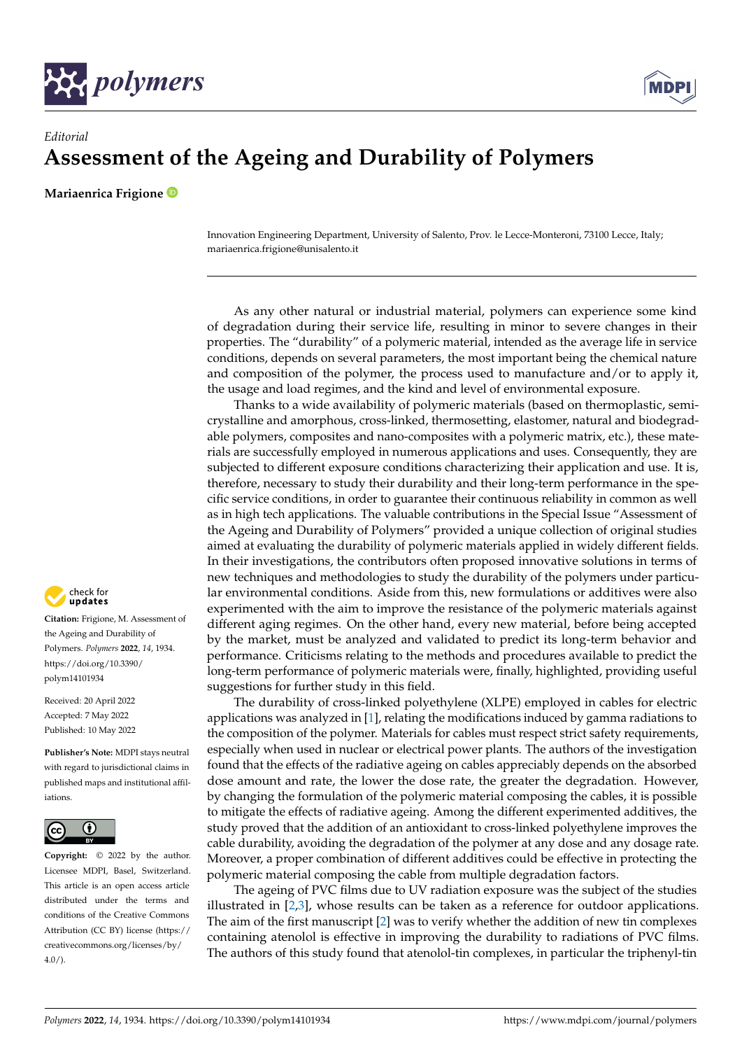*Editorial*

# Assessment of the Ageing and Durability of Polymers

**Mariaenrica Frigione**

Innovation Engineering Department, University of Salento, Prov. le Lecce-Monteroni, 73100 Lecce, Italy; mariaenrica.frigione@unisalento.it

**Citation:** Frigione, M. Assessment of the Ageing and Durability of Polymers. *Polymers* **2022**, *14*, 1934. https://doi.org/10.3390/polym14101934

Received: 20 April 2022
Accepted: 7 May 2022
Published: 10 May 2022

**Publisher's Note:** MDPI stays neutral with regard to jurisdictional claims in published maps and institutional affiliations.

**Copyright:** © 2022 by the author. Licensee MDPI, Basel, Switzerland. This article is an open access article distributed under the terms and conditions of the Creative Commons Attribution (CC BY) license (https://creativecommons.org/licenses/by/4.0/).

As any other natural or industrial material, polymers can experience some kind of degradation during their service life, resulting in minor to severe changes in their properties. The "durability" of a polymeric material, intended as the average life in service conditions, depends on several parameters, the most important being the chemical nature and composition of the polymer, the process used to manufacture and/or to apply it, the usage and load regimes, and the kind and level of environmental exposure.

Thanks to a wide availability of polymeric materials (based on thermoplastic, semi-crystalline and amorphous, cross-linked, thermosetting, elastomer, natural and biodegradable polymers, composites and nano-composites with a polymeric matrix, etc.), these materials are successfully employed in numerous applications and uses. Consequently, they are subjected to different exposure conditions characterizing their application and use. It is, therefore, necessary to study their durability and their long-term performance in the specific service conditions, in order to guarantee their continuous reliability in common as well as in high tech applications. The valuable contributions in the Special Issue "Assessment of the Ageing and Durability of Polymers" provided a unique collection of original studies aimed at evaluating the durability of polymeric materials applied in widely different fields. In their investigations, the contributors often proposed innovative solutions in terms of new techniques and methodologies to study the durability of the polymers under particular environmental conditions. Aside from this, new formulations or additives were also experimented with the aim to improve the resistance of the polymeric materials against different aging regimes. On the other hand, every new material, before being accepted by the market, must be analyzed and validated to predict its long-term behavior and performance. Criticisms relating to the methods and procedures available to predict the long-term performance of polymeric materials were, finally, highlighted, providing useful suggestions for further study in this field.

The durability of cross-linked polyethylene (XLPE) employed in cables for electric applications was analyzed in [1], relating the modifications induced by gamma radiations to the composition of the polymer. Materials for cables must respect strict safety requirements, especially when used in nuclear or electrical power plants. The authors of the investigation found that the effects of the radiative ageing on cables appreciably depends on the absorbed dose amount and rate, the lower the dose rate, the greater the degradation. However, by changing the formulation of the polymeric material composing the cables, it is possible to mitigate the effects of radiative ageing. Among the different experimented additives, the study proved that the addition of an antioxidant to cross-linked polyethylene improves the cable durability, avoiding the degradation of the polymer at any dose and any dosage rate. Moreover, a proper combination of different additives could be effective in protecting the polymeric material composing the cable from multiple degradation factors.

The ageing of PVC films due to UV radiation exposure was the subject of the studies illustrated in [2,3], whose results can be taken as a reference for outdoor applications. The aim of the first manuscript [2] was to verify whether the addition of new tin complexes containing atenolol is effective in improving the durability to radiations of PVC films. The authors of this study found that atenolol-tin complexes, in particular the triphenyl-tin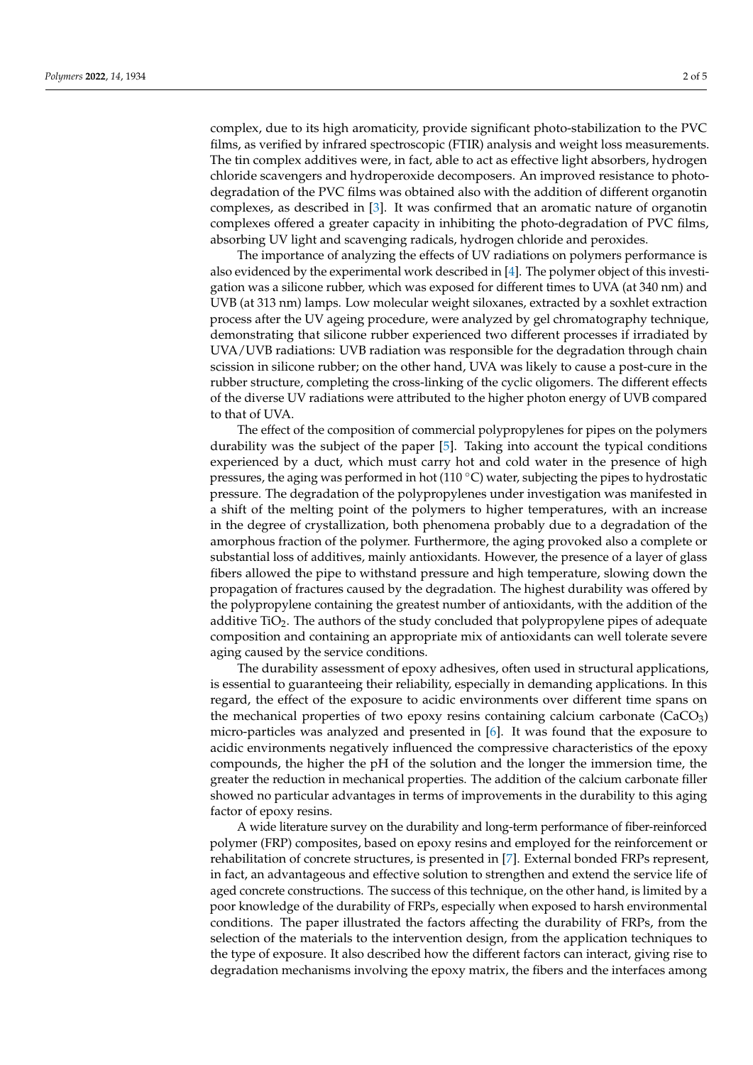complex, due to its high aromaticity, provide significant photo-stabilization to the PVC films, as verified by infrared spectroscopic (FTIR) analysis and weight loss measurements. The tin complex additives were, in fact, able to act as effective light absorbers, hydrogen chloride scavengers and hydroperoxide decomposers. An improved resistance to photo-degradation of the PVC films was obtained also with the addition of different organotin complexes, as described in [3]. It was confirmed that an aromatic nature of organotin complexes offered a greater capacity in inhibiting the photo-degradation of PVC films, absorbing UV light and scavenging radicals, hydrogen chloride and peroxides.

The importance of analyzing the effects of UV radiations on polymers performance is also evidenced by the experimental work described in [4]. The polymer object of this investigation was a silicone rubber, which was exposed for different times to UVA (at 340 nm) and UVB (at 313 nm) lamps. Low molecular weight siloxanes, extracted by a soxhlet extraction process after the UV ageing procedure, were analyzed by gel chromatography technique, demonstrating that silicone rubber experienced two different processes if irradiated by UVA/UVB radiations: UVB radiation was responsible for the degradation through chain scission in silicone rubber; on the other hand, UVA was likely to cause a post-cure in the rubber structure, completing the cross-linking of the cyclic oligomers. The different effects of the diverse UV radiations were attributed to the higher photon energy of UVB compared to that of UVA.

The effect of the composition of commercial polypropylenes for pipes on the polymers durability was the subject of the paper [5]. Taking into account the typical conditions experienced by a duct, which must carry hot and cold water in the presence of high pressures, the aging was performed in hot (110 °C) water, subjecting the pipes to hydrostatic pressure. The degradation of the polypropylenes under investigation was manifested in a shift of the melting point of the polymers to higher temperatures, with an increase in the degree of crystallization, both phenomena probably due to a degradation of the amorphous fraction of the polymer. Furthermore, the aging provoked also a complete or substantial loss of additives, mainly antioxidants. However, the presence of a layer of glass fibers allowed the pipe to withstand pressure and high temperature, slowing down the propagation of fractures caused by the degradation. The highest durability was offered by the polypropylene containing the greatest number of antioxidants, with the addition of the additive $TiO_2$. The authors of the study concluded that polypropylene pipes of adequate composition and containing an appropriate mix of antioxidants can well tolerate severe aging caused by the service conditions.

The durability assessment of epoxy adhesives, often used in structural applications, is essential to guaranteeing their reliability, especially in demanding applications. In this regard, the effect of the exposure to acidic environments over different time spans on the mechanical properties of two epoxy resins containing calcium carbonate ($CaCO_3$) micro-particles was analyzed and presented in [6]. It was found that the exposure to acidic environments negatively influenced the compressive characteristics of the epoxy compounds, the higher the pH of the solution and the longer the immersion time, the greater the reduction in mechanical properties. The addition of the calcium carbonate filler showed no particular advantages in terms of improvements in the durability to this aging factor of epoxy resins.

A wide literature survey on the durability and long-term performance of fiber-reinforced polymer (FRP) composites, based on epoxy resins and employed for the reinforcement or rehabilitation of concrete structures, is presented in [7]. External bonded FRPs represent, in fact, an advantageous and effective solution to strengthen and extend the service life of aged concrete constructions. The success of this technique, on the other hand, is limited by a poor knowledge of the durability of FRPs, especially when exposed to harsh environmental conditions. The paper illustrated the factors affecting the durability of FRPs, from the selection of the materials to the intervention design, from the application techniques to the type of exposure. It also described how the different factors can interact, giving rise to degradation mechanisms involving the epoxy matrix, the fibers and the interfaces among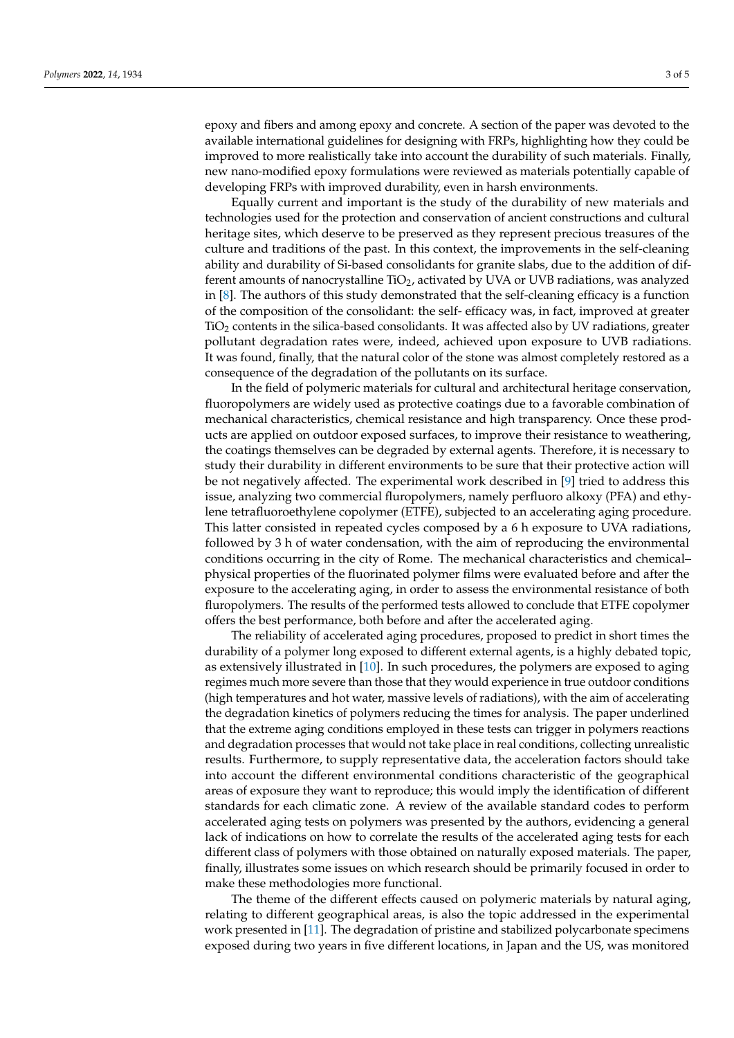epoxy and fibers and among epoxy and concrete. A section of the paper was devoted to the available international guidelines for designing with FRPs, highlighting how they could be improved to more realistically take into account the durability of such materials. Finally, new nano-modified epoxy formulations were reviewed as materials potentially capable of developing FRPs with improved durability, even in harsh environments.

Equally current and important is the study of the durability of new materials and technologies used for the protection and conservation of ancient constructions and cultural heritage sites, which deserve to be preserved as they represent precious treasures of the culture and traditions of the past. In this context, the improvements in the self-cleaning ability and durability of Si-based consolidants for granite slabs, due to the addition of different amounts of nanocrystalline $TiO_2$, activated by UVA or UVB radiations, was analyzed in [8]. The authors of this study demonstrated that the self-cleaning efficacy is a function of the composition of the consolidant: the self- efficacy was, in fact, improved at greater $TiO_2$ contents in the silica-based consolidants. It was affected also by UV radiations, greater pollutant degradation rates were, indeed, achieved upon exposure to UVB radiations. It was found, finally, that the natural color of the stone was almost completely restored as a consequence of the degradation of the pollutants on its surface.

In the field of polymeric materials for cultural and architectural heritage conservation, fluoropolymers are widely used as protective coatings due to a favorable combination of mechanical characteristics, chemical resistance and high transparency. Once these products are applied on outdoor exposed surfaces, to improve their resistance to weathering, the coatings themselves can be degraded by external agents. Therefore, it is necessary to study their durability in different environments to be sure that their protective action will be not negatively affected. The experimental work described in [9] tried to address this issue, analyzing two commercial fluropolymers, namely perfluoro alkoxy (PFA) and ethylene tetrafluoroethylene copolymer (ETFE), subjected to an accelerating aging procedure. This latter consisted in repeated cycles composed by a 6 h exposure to UVA radiations, followed by 3 h of water condensation, with the aim of reproducing the environmental conditions occurring in the city of Rome. The mechanical characteristics and chemical–physical properties of the fluorinated polymer films were evaluated before and after the exposure to the accelerating aging, in order to assess the environmental resistance of both fluropolymers. The results of the performed tests allowed to conclude that ETFE copolymer offers the best performance, both before and after the accelerated aging.

The reliability of accelerated aging procedures, proposed to predict in short times the durability of a polymer long exposed to different external agents, is a highly debated topic, as extensively illustrated in [10]. In such procedures, the polymers are exposed to aging regimes much more severe than those that they would experience in true outdoor conditions (high temperatures and hot water, massive levels of radiations), with the aim of accelerating the degradation kinetics of polymers reducing the times for analysis. The paper underlined that the extreme aging conditions employed in these tests can trigger in polymers reactions and degradation processes that would not take place in real conditions, collecting unrealistic results. Furthermore, to supply representative data, the acceleration factors should take into account the different environmental conditions characteristic of the geographical areas of exposure they want to reproduce; this would imply the identification of different standards for each climatic zone. A review of the available standard codes to perform accelerated aging tests on polymers was presented by the authors, evidencing a general lack of indications on how to correlate the results of the accelerated aging tests for each different class of polymers with those obtained on naturally exposed materials. The paper, finally, illustrates some issues on which research should be primarily focused in order to make these methodologies more functional.

The theme of the different effects caused on polymeric materials by natural aging, relating to different geographical areas, is also the topic addressed in the experimental work presented in [11]. The degradation of pristine and stabilized polycarbonate specimens exposed during two years in five different locations, in Japan and the US, was monitored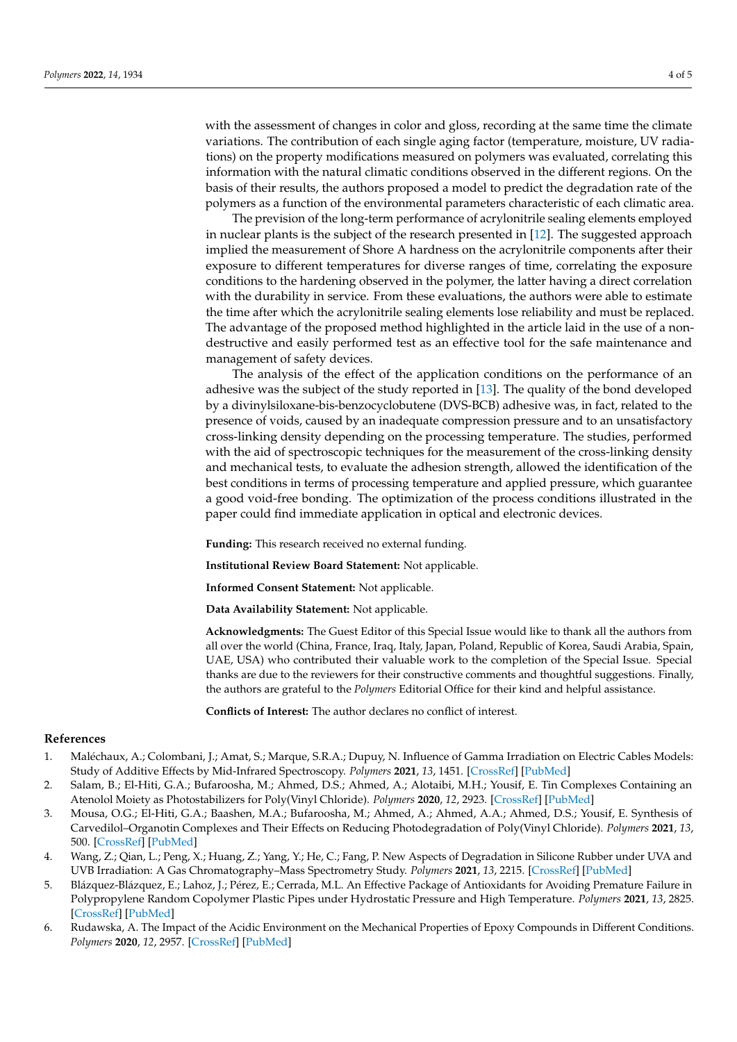with the assessment of changes in color and gloss, recording at the same time the climate variations. The contribution of each single aging factor (temperature, moisture, UV radiations) on the property modifications measured on polymers was evaluated, correlating this information with the natural climatic conditions observed in the different regions. On the basis of their results, the authors proposed a model to predict the degradation rate of the polymers as a function of the environmental parameters characteristic of each climatic area.

The prevision of the long-term performance of acrylonitrile sealing elements employed in nuclear plants is the subject of the research presented in [12]. The suggested approach implied the measurement of Shore A hardness on the acrylonitrile components after their exposure to different temperatures for diverse ranges of time, correlating the exposure conditions to the hardening observed in the polymer, the latter having a direct correlation with the durability in service. From these evaluations, the authors were able to estimate the time after which the acrylonitrile sealing elements lose reliability and must be replaced. The advantage of the proposed method highlighted in the article laid in the use of a non-destructive and easily performed test as an effective tool for the safe maintenance and management of safety devices.

The analysis of the effect of the application conditions on the performance of an adhesive was the subject of the study reported in [13]. The quality of the bond developed by a divinylsiloxane-bis-benzocyclobutene (DVS-BCB) adhesive was, in fact, related to the presence of voids, caused by an inadequate compression pressure and to an unsatisfactory cross-linking density depending on the processing temperature. The studies, performed with the aid of spectroscopic techniques for the measurement of the cross-linking density and mechanical tests, to evaluate the adhesion strength, allowed the identification of the best conditions in terms of processing temperature and applied pressure, which guarantee a good void-free bonding. The optimization of the process conditions illustrated in the paper could find immediate application in optical and electronic devices.

**Funding:** This research received no external funding.

**Institutional Review Board Statement:** Not applicable.

**Informed Consent Statement:** Not applicable.

**Data Availability Statement:** Not applicable.

**Acknowledgments:** The Guest Editor of this Special Issue would like to thank all the authors from all over the world (China, France, Iraq, Italy, Japan, Poland, Republic of Korea, Saudi Arabia, Spain, UAE, USA) who contributed their valuable work to the completion of the Special Issue. Special thanks are due to the reviewers for their constructive comments and thoughtful suggestions. Finally, the authors are grateful to the *Polymers* Editorial Office for their kind and helpful assistance.

**Conflicts of Interest:** The author declares no conflict of interest.

## References

1. Maléchaux, A.; Colombani, J.; Amat, S.; Marque, S.R.A.; Dupuy, N. Influence of Gamma Irradiation on Electric Cables Models: Study of Additive Effects by Mid-Infrared Spectroscopy. *Polymers* **2021**, *13*, 1451. [CrossRef] [PubMed]
2. Salam, B.; El-Hiti, G.A.; Bufaroosha, M.; Ahmed, D.S.; Ahmed, A.; Alotaibi, M.H.; Yousif, E. Tin Complexes Containing an Atenolol Moiety as Photostabilizers for Poly(Vinyl Chloride). *Polymers* **2020**, *12*, 2923. [CrossRef] [PubMed]
3. Mousa, O.G.; El-Hiti, G.A.; Baashen, M.A.; Bufaroosha, M.; Ahmed, A.; Ahmed, A.A.; Ahmed, D.S.; Yousif, E. Synthesis of Carvedilol–Organotin Complexes and Their Effects on Reducing Photodegradation of Poly(Vinyl Chloride). *Polymers* **2021**, *13*, 500. [CrossRef] [PubMed]
4. Wang, Z.; Qian, L.; Peng, X.; Huang, Z.; Yang, Y.; He, C.; Fang, P. New Aspects of Degradation in Silicone Rubber under UVA and UVB Irradiation: A Gas Chromatography–Mass Spectrometry Study. *Polymers* **2021**, *13*, 2215. [CrossRef] [PubMed]
5. Blázquez-Blázquez, E.; Lahoz, J.; Pérez, E.; Cerrada, M.L. An Effective Package of Antioxidants for Avoiding Premature Failure in Polypropylene Random Copolymer Plastic Pipes under Hydrostatic Pressure and High Temperature. *Polymers* **2021**, *13*, 2825. [CrossRef] [PubMed]
6. Rudawska, A. The Impact of the Acidic Environment on the Mechanical Properties of Epoxy Compounds in Different Conditions. *Polymers* **2020**, *12*, 2957. [CrossRef] [PubMed]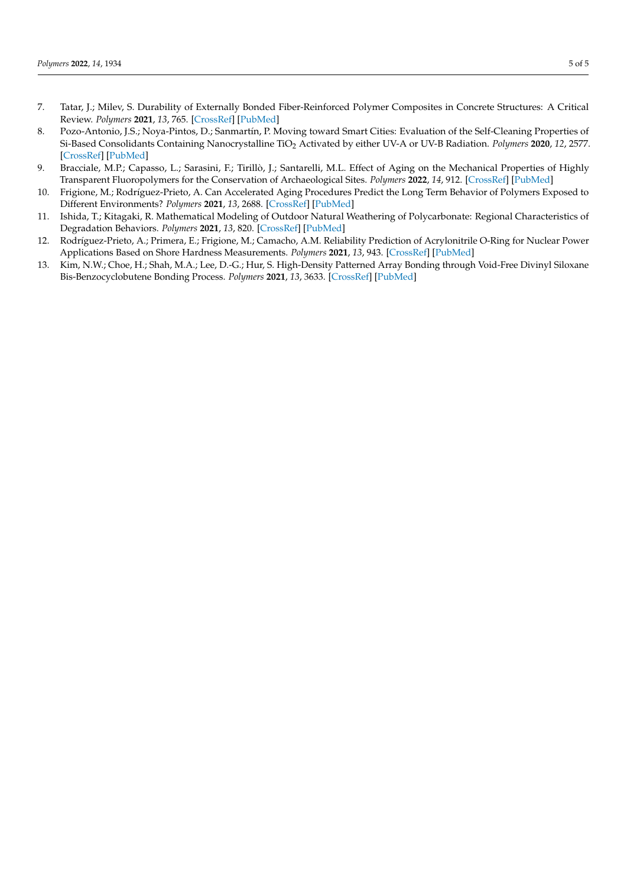7. Tatar, J.; Milev, S. Durability of Externally Bonded Fiber-Reinforced Polymer Composites in Concrete Structures: A Critical Review. *Polymers* **2021**, *13*, 765. [CrossRef] [PubMed]
8. Pozo-Antonio, J.S.; Noya-Pintos, D.; Sanmartín, P. Moving toward Smart Cities: Evaluation of the Self-Cleaning Properties of Si-Based Consolidants Containing Nanocrystalline $TiO_2$ Activated by either UV-A or UV-B Radiation. *Polymers* **2020**, *12*, 2577. [CrossRef] [PubMed]
9. Bracciale, M.P.; Capasso, L.; Sarasini, F.; Tirillò, J.; Santarelli, M.L. Effect of Aging on the Mechanical Properties of Highly Transparent Fluoropolymers for the Conservation of Archaeological Sites. *Polymers* **2022**, *14*, 912. [CrossRef] [PubMed]
10. Frigione, M.; Rodríguez-Prieto, A. Can Accelerated Aging Procedures Predict the Long Term Behavior of Polymers Exposed to Different Environments? *Polymers* **2021**, *13*, 2688. [CrossRef] [PubMed]
11. Ishida, T.; Kitagaki, R. Mathematical Modeling of Outdoor Natural Weathering of Polycarbonate: Regional Characteristics of Degradation Behaviors. *Polymers* **2021**, *13*, 820. [CrossRef] [PubMed]
12. Rodríguez-Prieto, A.; Primera, E.; Frigione, M.; Camacho, A.M. Reliability Prediction of Acrylonitrile O-Ring for Nuclear Power Applications Based on Shore Hardness Measurements. *Polymers* **2021**, *13*, 943. [CrossRef] [PubMed]
13. Kim, N.W.; Choe, H.; Shah, M.A.; Lee, D.-G.; Hur, S. High-Density Patterned Array Bonding through Void-Free Divinyl Siloxane Bis-Benzocyclobutene Bonding Process. *Polymers* **2021**, *13*, 3633. [CrossRef] [PubMed]